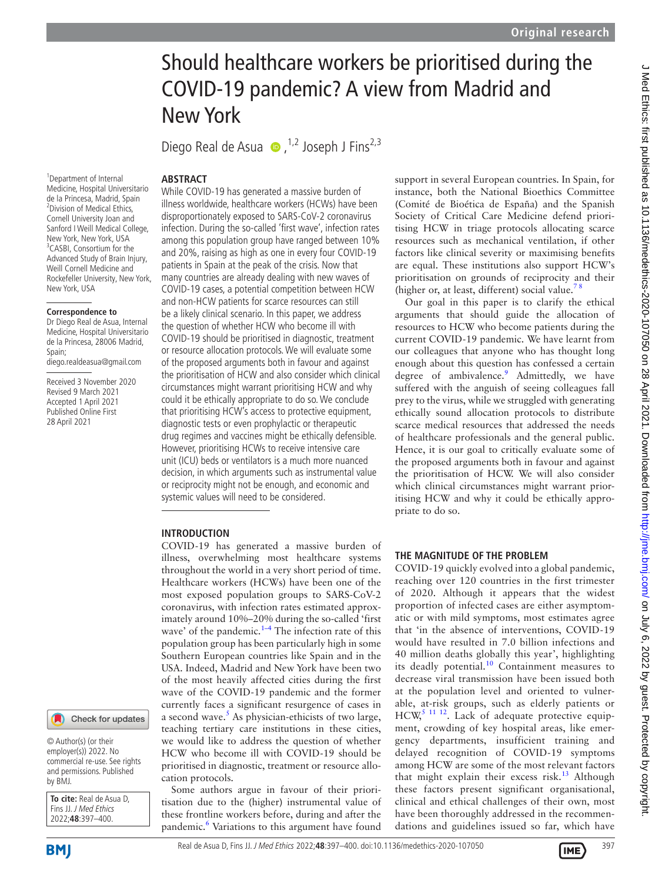Original research

# Should healthcare workers be prioritised during the COVID-19 pandemic? A view from Madrid and New York

Diego Real de Asua [1,2] Joseph J Fins [2,3]

[1] Department of Internal Medicine, Hospital Universitario de la Princesa, Madrid, Spain
[2] Division of Medical Ethics, Cornell University Joan and Sanford I Weill Medical College, New York, New York, USA
[3] CASBI, Consortium for the Advanced Study of Brain Injury, Weill Cornell Medicine and Rockefeller University, New York, New York, USA

**Correspondence to**
Dr Diego Real de Asua, Internal Medicine, Hospital Universitario de la Princesa, 28006 Madrid, Spain; diego.realdeasua@gmail.com

Received 3 November 2020
Revised 9 March 2021
Accepted 1 April 2021
Published Online First 28 April 2021

© Author(s) (or their employer(s)) 2022. No commercial re-use. See rights and permissions. Published by BMJ.

**To cite:** Real de Asua D, Fins JJ. *J Med Ethics* 2022;**48**:397–400.

## ABSTRACT

While COVID-19 has generated a massive burden of illness worldwide, healthcare workers (HCWs) have been disproportionately exposed to SARS-CoV-2 coronavirus infection. During the so-called 'first wave', infection rates among this population group have ranged between 10% and 20%, raising as high as one in every four COVID-19 patients in Spain at the peak of the crisis. Now that many countries are already dealing with new waves of COVID-19 cases, a potential competition between HCW and non-HCW patients for scarce resources can still be a likely clinical scenario. In this paper, we address the question of whether HCW who become ill with COVID-19 should be prioritised in diagnostic, treatment or resource allocation protocols. We will evaluate some of the proposed arguments both in favour and against the prioritisation of HCW and also consider which clinical circumstances might warrant prioritising HCW and why could it be ethically appropriate to do so. We conclude that prioritising HCW's access to protective equipment, diagnostic tests or even prophylactic or therapeutic drug regimes and vaccines might be ethically defensible. However, prioritising HCWs to receive intensive care unit (ICU) beds or ventilators is a much more nuanced decision, in which arguments such as instrumental value or reciprocity might not be enough, and economic and systemic values will need to be considered.

## INTRODUCTION

COVID-19 has generated a massive burden of illness, overwhelming most healthcare systems throughout the world in a very short period of time. Healthcare workers (HCWs) have been one of the most exposed population groups to SARS-CoV-2 coronavirus, with infection rates estimated approximately around 10%–20% during the so-called 'first wave' of the pandemic.[1–4] The infection rate of this population group has been particularly high in some Southern European countries like Spain and in the USA. Indeed, Madrid and New York have been two of the most heavily affected cities during the first wave of the COVID-19 pandemic and the former currently faces a significant resurgence of cases in a second wave.[5] As physician-ethicists of two large, teaching tertiary care institutions in these cities, we would like to address the question of whether HCW who become ill with COVID-19 should be prioritised in diagnostic, treatment or resource allocation protocols.

Some authors argue in favour of their prioritisation due to the (higher) instrumental value of these frontline workers before, during and after the pandemic.[6] Variations to this argument have found support in several European countries. In Spain, for instance, both the National Bioethics Committee (Comité de Bioética de España) and the Spanish Society of Critical Care Medicine defend prioritising HCW in triage protocols allocating scarce resources such as mechanical ventilation, if other factors like clinical severity or maximising benefits are equal. These institutions also support HCW's prioritisation on grounds of reciprocity and their (higher or, at least, different) social value.[7 8]

Our goal in this paper is to clarify the ethical arguments that should guide the allocation of resources to HCW who become patients during the current COVID-19 pandemic. We have learnt from our colleagues that anyone who has thought long enough about this question has confessed a certain degree of ambivalence.[9] Admittedly, we have suffered with the anguish of seeing colleagues fall prey to the virus, while we struggled with generating ethically sound allocation protocols to distribute scarce medical resources that addressed the needs of healthcare professionals and the general public. Hence, it is our goal to critically evaluate some of the proposed arguments both in favour and against the prioritisation of HCW. We will also consider which clinical circumstances might warrant prioritising HCW and why it could be ethically appropriate to do so.

## THE MAGNITUDE OF THE PROBLEM

COVID-19 quickly evolved into a global pandemic, reaching over 120 countries in the first trimester of 2020. Although it appears that the widest proportion of infected cases are either asymptomatic or with mild symptoms, most estimates agree that 'in the absence of interventions, COVID-19 would have resulted in 7.0 billion infections and 40 million deaths globally this year', highlighting its deadly potential.[10] Containment measures to decrease viral transmission have been issued both at the population level and oriented to vulnerable, at-risk groups, such as elderly patients or HCW,[5 11 12]. Lack of adequate protective equipment, crowding of key hospital areas, like emergency departments, insufficient training and delayed recognition of COVID-19 symptoms among HCW are some of the most relevant factors that might explain their excess risk.[13] Although these factors present significant organisational, clinical and ethical challenges of their own, most have been thoroughly addressed in the recommendations and guidelines issued so far, which have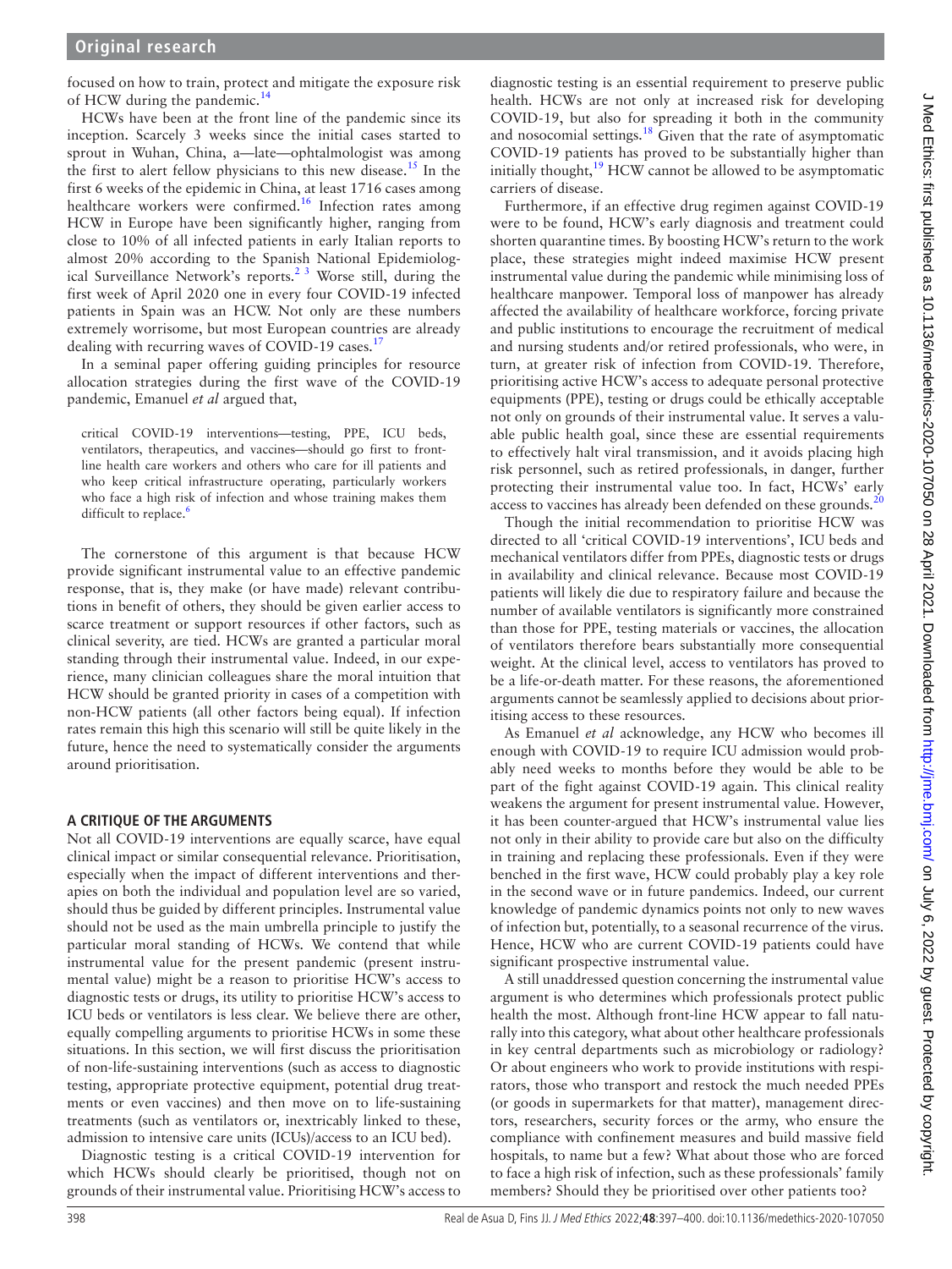focused on how to train, protect and mitigate the exposure risk of HCW during the pandemic.[14]

HCWs have been at the front line of the pandemic since its inception. Scarcely 3 weeks since the initial cases started to sprout in Wuhan, China, a—late—ophtalmologist was among the first to alert fellow physicians to this new disease.[15] In the first 6 weeks of the epidemic in China, at least 1716 cases among healthcare workers were confirmed.[16] Infection rates among HCW in Europe have been significantly higher, ranging from close to 10% of all infected patients in early Italian reports to almost 20% according to the Spanish National Epidemiological Surveillance Network's reports.[2 3] Worse still, during the first week of April 2020 one in every four COVID-19 infected patients in Spain was an HCW. Not only are these numbers extremely worrisome, but most European countries are already dealing with recurring waves of COVID-19 cases.[17]

In a seminal paper offering guiding principles for resource allocation strategies during the first wave of the COVID-19 pandemic, Emanuel *et al* argued that,

> critical COVID-19 interventions—testing, PPE, ICU beds, ventilators, therapeutics, and vaccines—should go first to front-line health care workers and others who care for ill patients and who keep critical infrastructure operating, particularly workers who face a high risk of infection and whose training makes them difficult to replace.[6]

The cornerstone of this argument is that because HCW provide significant instrumental value to an effective pandemic response, that is, they make (or have made) relevant contributions in benefit of others, they should be given earlier access to scarce treatment or support resources if other factors, such as clinical severity, are tied. HCWs are granted a particular moral standing through their instrumental value. Indeed, in our experience, many clinician colleagues share the moral intuition that HCW should be granted priority in cases of a competition with non-HCW patients (all other factors being equal). If infection rates remain this high this scenario will still be quite likely in the future, hence the need to systematically consider the arguments around prioritisation.

## A CRITIQUE OF THE ARGUMENTS

Not all COVID-19 interventions are equally scarce, have equal clinical impact or similar consequential relevance. Prioritisation, especially when the impact of different interventions and therapies on both the individual and population level are so varied, should thus be guided by different principles. Instrumental value should not be used as the main umbrella principle to justify the particular moral standing of HCWs. We contend that while instrumental value for the present pandemic (present instrumental value) might be a reason to prioritise HCW's access to diagnostic tests or drugs, its utility to prioritise HCW's access to ICU beds or ventilators is less clear. We believe there are other, equally compelling arguments to prioritise HCWs in some these situations. In this section, we will first discuss the prioritisation of non-life-sustaining interventions (such as access to diagnostic testing, appropriate protective equipment, potential drug treatments or even vaccines) and then move on to life-sustaining treatments (such as ventilators or, inextricably linked to these, admission to intensive care units (ICUs)/access to an ICU bed).

Diagnostic testing is a critical COVID-19 intervention for which HCWs should clearly be prioritised, though not on grounds of their instrumental value. Prioritising HCW's access to diagnostic testing is an essential requirement to preserve public health. HCWs are not only at increased risk for developing COVID-19, but also for spreading it both in the community and nosocomial settings.[18] Given that the rate of asymptomatic COVID-19 patients has proved to be substantially higher than initially thought,[19] HCW cannot be allowed to be asymptomatic carriers of disease.

Furthermore, if an effective drug regimen against COVID-19 were to be found, HCW's early diagnosis and treatment could shorten quarantine times. By boosting HCW's return to the work place, these strategies might indeed maximise HCW present instrumental value during the pandemic while minimising loss of healthcare manpower. Temporal loss of manpower has already affected the availability of healthcare workforce, forcing private and public institutions to encourage the recruitment of medical and nursing students and/or retired professionals, who were, in turn, at greater risk of infection from COVID-19. Therefore, prioritising active HCW's access to adequate personal protective equipments (PPE), testing or drugs could be ethically acceptable not only on grounds of their instrumental value. It serves a valuable public health goal, since these are essential requirements to effectively halt viral transmission, and it avoids placing high risk personnel, such as retired professionals, in danger, further protecting their instrumental value too. In fact, HCWs' early access to vaccines has already been defended on these grounds.[20]

Though the initial recommendation to prioritise HCW was directed to all 'critical COVID-19 interventions', ICU beds and mechanical ventilators differ from PPEs, diagnostic tests or drugs in availability and clinical relevance. Because most COVID-19 patients will likely die due to respiratory failure and because the number of available ventilators is significantly more constrained than those for PPE, testing materials or vaccines, the allocation of ventilators therefore bears substantially more consequential weight. At the clinical level, access to ventilators has proved to be a life-or-death matter. For these reasons, the aforementioned arguments cannot be seamlessly applied to decisions about prioritising access to these resources.

As Emanuel *et al* acknowledge, any HCW who becomes ill enough with COVID-19 to require ICU admission would probably need weeks to months before they would be able to be part of the fight against COVID-19 again. This clinical reality weakens the argument for present instrumental value. However, it has been counter-argued that HCW's instrumental value lies not only in their ability to provide care but also on the difficulty in training and replacing these professionals. Even if they were benched in the first wave, HCW could probably play a key role in the second wave or in future pandemics. Indeed, our current knowledge of pandemic dynamics points not only to new waves of infection but, potentially, to a seasonal recurrence of the virus. Hence, HCW who are current COVID-19 patients could have significant prospective instrumental value.

A still unaddressed question concerning the instrumental value argument is who determines which professionals protect public health the most. Although front-line HCW appear to fall naturally into this category, what about other healthcare professionals in key central departments such as microbiology or radiology? Or about engineers who work to provide institutions with respirators, those who transport and restock the much needed PPEs (or goods in supermarkets for that matter), management directors, researchers, security forces or the army, who ensure the compliance with confinement measures and build massive field hospitals, to name but a few? What about those who are forced to face a high risk of infection, such as these professionals' family members? Should they be prioritised over other patients too?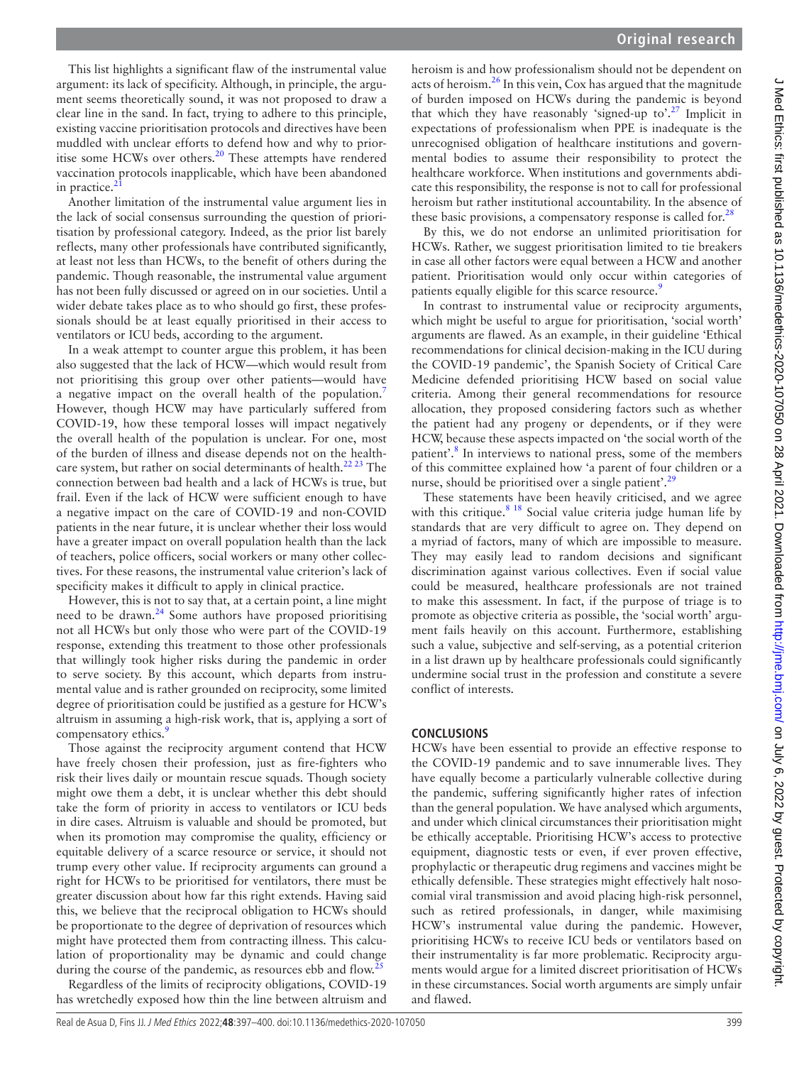This list highlights a significant flaw of the instrumental value argument: its lack of specificity. Although, in principle, the argument seems theoretically sound, it was not proposed to draw a clear line in the sand. In fact, trying to adhere to this principle, existing vaccine prioritisation protocols and directives have been muddled with unclear efforts to defend how and why to prioritise some HCWs over others.[20] These attempts have rendered vaccination protocols inapplicable, which have been abandoned in practice.[21]

Another limitation of the instrumental value argument lies in the lack of social consensus surrounding the question of prioritisation by professional category. Indeed, as the prior list barely reflects, many other professionals have contributed significantly, at least not less than HCWs, to the benefit of others during the pandemic. Though reasonable, the instrumental value argument has not been fully discussed or agreed on in our societies. Until a wider debate takes place as to who should go first, these professionals should be at least equally prioritised in their access to ventilators or ICU beds, according to the argument.

In a weak attempt to counter argue this problem, it has been also suggested that the lack of HCW—which would result from not prioritising this group over other patients—would have a negative impact on the overall health of the population.[7] However, though HCW may have particularly suffered from COVID-19, how these temporal losses will impact negatively the overall health of the population is unclear. For one, most of the burden of illness and disease depends not on the healthcare system, but rather on social determinants of health.[22 23] The connection between bad health and a lack of HCWs is true, but frail. Even if the lack of HCW were sufficient enough to have a negative impact on the care of COVID-19 and non-COVID patients in the near future, it is unclear whether their loss would have a greater impact on overall population health than the lack of teachers, police officers, social workers or many other collectives. For these reasons, the instrumental value criterion's lack of specificity makes it difficult to apply in clinical practice.

However, this is not to say that, at a certain point, a line might need to be drawn.[24] Some authors have proposed prioritising not all HCWs but only those who were part of the COVID-19 response, extending this treatment to those other professionals that willingly took higher risks during the pandemic in order to serve society. By this account, which departs from instrumental value and is rather grounded on reciprocity, some limited degree of prioritisation could be justified as a gesture for HCW's altruism in assuming a high-risk work, that is, applying a sort of compensatory ethics.[9]

Those against the reciprocity argument contend that HCW have freely chosen their profession, just as fire-fighters who risk their lives daily or mountain rescue squads. Though society might owe them a debt, it is unclear whether this debt should take the form of priority in access to ventilators or ICU beds in dire cases. Altruism is valuable and should be promoted, but when its promotion may compromise the quality, efficiency or equitable delivery of a scarce resource or service, it should not trump every other value. If reciprocity arguments can ground a right for HCWs to be prioritised for ventilators, there must be greater discussion about how far this right extends. Having said this, we believe that the reciprocal obligation to HCWs should be proportionate to the degree of deprivation of resources which might have protected them from contracting illness. This calculation of proportionality may be dynamic and could change during the course of the pandemic, as resources ebb and flow.[25]

Regardless of the limits of reciprocity obligations, COVID-19 has wretchedly exposed how thin the line between altruism and heroism is and how professionalism should not be dependent on acts of heroism.[26] In this vein, Cox has argued that the magnitude of burden imposed on HCWs during the pandemic is beyond that which they have reasonably 'signed-up to'.[27] Implicit in expectations of professionalism when PPE is inadequate is the unrecognised obligation of healthcare institutions and governmental bodies to assume their responsibility to protect the healthcare workforce. When institutions and governments abdicate this responsibility, the response is not to call for professional heroism but rather institutional accountability. In the absence of these basic provisions, a compensatory response is called for.[28]

By this, we do not endorse an unlimited prioritisation for HCWs. Rather, we suggest prioritisation limited to tie breakers in case all other factors were equal between a HCW and another patient. Prioritisation would only occur within categories of patients equally eligible for this scarce resource.[9]

In contrast to instrumental value or reciprocity arguments, which might be useful to argue for prioritisation, 'social worth' arguments are flawed. As an example, in their guideline 'Ethical recommendations for clinical decision-making in the ICU during the COVID-19 pandemic', the Spanish Society of Critical Care Medicine defended prioritising HCW based on social value criteria. Among their general recommendations for resource allocation, they proposed considering factors such as whether the patient had any progeny or dependents, or if they were HCW, because these aspects impacted on 'the social worth of the patient'.[8] In interviews to national press, some of the members of this committee explained how 'a parent of four children or a nurse, should be prioritised over a single patient'.[29]

These statements have been heavily criticised, and we agree with this critique.[8 18] Social value criteria judge human life by standards that are very difficult to agree on. They depend on a myriad of factors, many of which are impossible to measure. They may easily lead to random decisions and significant discrimination against various collectives. Even if social value could be measured, healthcare professionals are not trained to make this assessment. In fact, if the purpose of triage is to promote as objective criteria as possible, the 'social worth' argument fails heavily on this account. Furthermore, establishing such a value, subjective and self-serving, as a potential criterion in a list drawn up by healthcare professionals could significantly undermine social trust in the profession and constitute a severe conflict of interests.

## CONCLUSIONS

HCWs have been essential to provide an effective response to the COVID-19 pandemic and to save innumerable lives. They have equally become a particularly vulnerable collective during the pandemic, suffering significantly higher rates of infection than the general population. We have analysed which arguments, and under which clinical circumstances their prioritisation might be ethically acceptable. Prioritising HCW's access to protective equipment, diagnostic tests or even, if ever proven effective, prophylactic or therapeutic drug regimens and vaccines might be ethically defensible. These strategies might effectively halt nosocomial viral transmission and avoid placing high-risk personnel, such as retired professionals, in danger, while maximising HCW's instrumental value during the pandemic. However, prioritising HCWs to receive ICU beds or ventilators based on their instrumentality is far more problematic. Reciprocity arguments would argue for a limited discreet prioritisation of HCWs in these circumstances. Social worth arguments are simply unfair and flawed.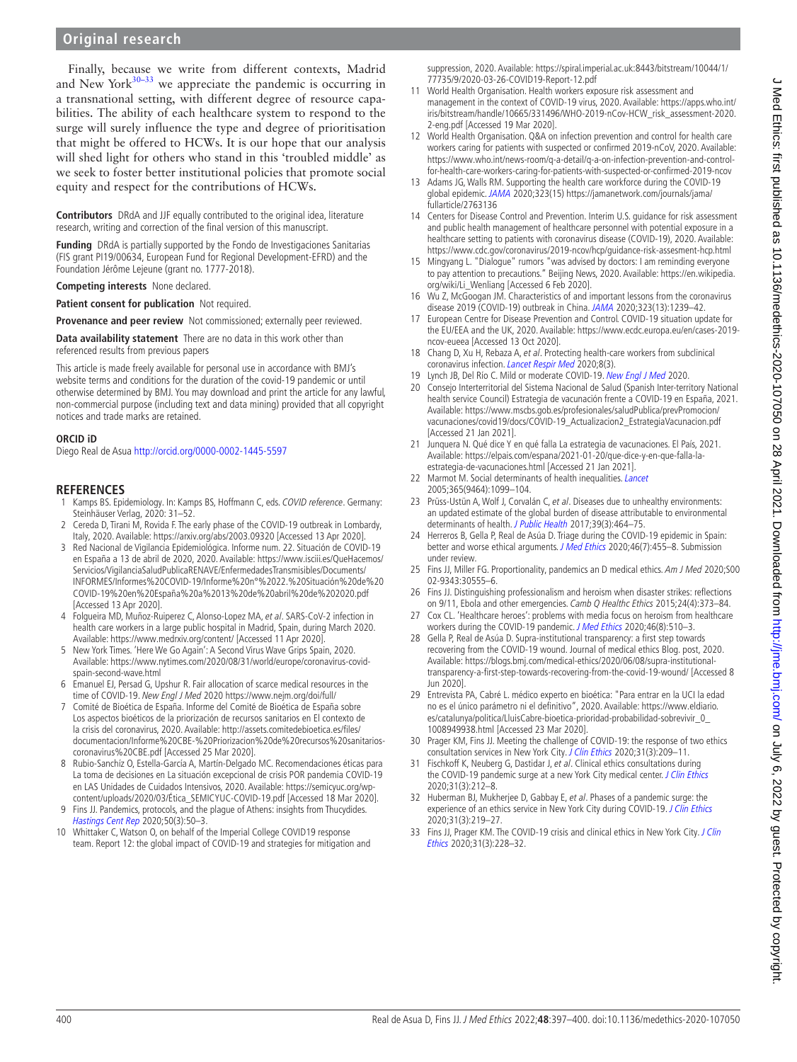Finally, because we write from different contexts, Madrid and New York[30–33] we appreciate the pandemic is occurring in a transnational setting, with different degree of resource capabilities. The ability of each healthcare system to respond to the surge will surely influence the type and degree of prioritisation that might be offered to HCWs. It is our hope that our analysis will shed light for others who stand in this 'troubled middle' as we seek to foster better institutional policies that promote social equity and respect for the contributions of HCWs.

**Contributors** DRdA and JJF equally contributed to the original idea, literature research, writing and correction of the final version of this manuscript.

**Funding** DRdA is partially supported by the Fondo de Investigaciones Sanitarias (FIS grant PI19/00634, European Fund for Regional Development-EFRD) and the Foundation Jérôme Lejeune (grant no. 1777-2018).

**Competing interests** None declared.

**Patient consent for publication** Not required.

**Provenance and peer review** Not commissioned; externally peer reviewed.

**Data availability statement** There are no data in this work other than referenced results from previous papers

This article is made freely available for personal use in accordance with BMJ's website terms and conditions for the duration of the covid-19 pandemic or until otherwise determined by BMJ. You may download and print the article for any lawful, non-commercial purpose (including text and data mining) provided that all copyright notices and trade marks are retained.

**ORCID iD**

Diego Real de Asua http://orcid.org/0000-0002-1445-5597

## REFERENCES

1. Kamps BS. Epidemiology. In: Kamps BS, Hoffmann C, eds. *COVID reference*. Germany: Steinhäuser Verlag, 2020: 31–52.
2. Cereda D, Tirani M, Rovida F. The early phase of the COVID-19 outbreak in Lombardy, Italy, 2020. Available: https://arxiv.org/abs/2003.09320 [Accessed 13 Apr 2020].
3. Red Nacional de Vigilancia Epidemiológica. Informe num. 22. Situación de COVID-19 en España a 13 de abril de 2020, 2020. Available: https://www.isciii.es/QueHacemos/Servicios/VigilanciaSaludPublicaRENAVE/EnfermedadesTransmisibles/Documents/INFORMES/Informes%20COVID-19/Informe%20n°%2022.%20Situación%20de%20COVID-19%20en%20España%20a%2013%20de%20abril%20de%202020.pdf [Accessed 13 Apr 2020].
4. Folgueira MD, Muñoz-Ruiperez C, Alonso-Lopez MA, *et al*. SARS-CoV-2 infection in health care workers in a large public hospital in Madrid, Spain, during March 2020. Available: https://www.medrxiv.org/content/ [Accessed 11 Apr 2020].
5. New York Times. 'Here We Go Again': A Second Virus Wave Grips Spain, 2020. Available: https://www.nytimes.com/2020/08/31/world/europe/coronavirus-covid-spain-second-wave.html
6. Emanuel EJ, Persad G, Upshur R. Fair allocation of scarce medical resources in the time of COVID-19. *New Engl J Med* 2020 https://www.nejm.org/doi/full/
7. Comité de Bioética de España. Informe del Comité de Bioética de España sobre Los aspectos bioéticos de la priorización de recursos sanitarios en El contexto de la crisis del coronavirus, 2020. Available: http://assets.comitedebioetica.es/files/documentacion/Informe%20CBE-%20Priorizacion%20de%20recursos%20sanitarios-coronavirus%20CBE.pdf [Accessed 25 Mar 2020].
8. Rubio-Sanchíz O, Estella-García A, Martín-Delgado MC. Recomendaciones éticas para La toma de decisiones en La situación excepcional de crisis POR pandemia COVID-19 en LAS Unidades de Cuidados Intensivos, 2020. Available: https://semicyuc.org/wp-content/uploads/2020/03/Ética_SEMICYUC-COVID-19.pdf [Accessed 18 Mar 2020].
9. Fins JJ. Pandemics, protocols, and the plague of Athens: insights from Thucydides. *Hastings Cent Rep* 2020;50(3):50–3.
10. Whittaker C, Watson O, on behalf of the Imperial College COVID19 response team. Report 12: the global impact of COVID-19 and strategies for mitigation and suppression, 2020. Available: https://spiral.imperial.ac.uk:8443/bitstream/10044/1/77735/9/2020-03-26-COVID19-Report-12.pdf
11. World Health Organisation. Health workers exposure risk assessment and management in the context of COVID-19 virus, 2020. Available: https://apps.who.int/iris/bitstream/handle/10665/331496/WHO-2019-nCov-HCW_risk_assessment-2020.2-eng.pdf [Accessed 19 Mar 2020].
12. World Health Organisation. Q&A on infection prevention and control for health care workers caring for patients with suspected or confirmed 2019-nCoV, 2020. Available: https://www.who.int/news-room/q-a-detail/q-a-on-infection-prevention-and-control-for-health-care-workers-caring-for-patients-with-suspected-or-confirmed-2019-ncov
13. Adams JG, Walls RM. Supporting the health care workforce during the COVID-19 global epidemic. *JAMA* 2020;323(15) https://jamanetwork.com/journals/jama/fullarticle/2763136
14. Centers for Disease Control and Prevention. Interim U.S. guidance for risk assessment and public health management of healthcare personnel with potential exposure in a healthcare setting to patients with coronavirus disease (COVID-19), 2020. Available: https://www.cdc.gov/coronavirus/2019-ncov/hcp/guidance-risk-assesment-hcp.html
15. Mingyang L. "Dialogue" rumors "was advised by doctors: I am reminding everyone to pay attention to precautions." Beijing News, 2020. Available: https://en.wikipedia.org/wiki/Li_Wenliang [Accessed 6 Feb 2020].
16. Wu Z, McGoogan JM. Characteristics of and important lessons from the coronavirus disease 2019 (COVID-19) outbreak in China. *JAMA* 2020;323(13):1239–42.
17. European Centre for Disease Prevention and Control. COVID-19 situation update for the EU/EEA and the UK, 2020. Available: https://www.ecdc.europa.eu/en/cases-2019-ncov-eueea [Accessed 13 Oct 2020].
18. Chang D, Xu H, Rebaza A, *et al*. Protecting health-care workers from subclinical coronavirus infection. *Lancet Respir Med* 2020;8(3).
19. Lynch JB, Del Río C. Mild or moderate COVID-19. *New Engl J Med* 2020.
20. Consejo Interterritorial del Sistema Nacional de Salud (Spanish Inter-territory National health service Council) Estrategia de vacunación frente a COVID-19 en España, 2021. Available: https://www.mscbs.gob.es/profesionales/saludPublica/prevPromocion/vacunaciones/covid19/docs/COVID-19_Actualizacion2_EstrategiaVacunacion.pdf [Accessed 21 Jan 2021].
21. Junquera N. Qué dice Y en qué falla La estrategia de vacunaciones. El País, 2021. Available: https://elpais.com/espana/2021-01-20/que-dice-y-en-que-falla-la-estrategia-de-vacunaciones.html [Accessed 21 Jan 2021].
22. Marmot M. Social determinants of health inequalities. *Lancet* 2005;365(9464):1099–104.
23. Prüss-Ustün A, Wolf J, Corvalán C, *et al*. Diseases due to unhealthy environments: an updated estimate of the global burden of disease attributable to environmental determinants of health. *J Public Health* 2017;39(3):464–75.
24. Herreros B, Gella P, Real de Asúa D. Triage during the COVID-19 epidemic in Spain: better and worse ethical arguments. *J Med Ethics* 2020;46(7):455–8. Submission under review.
25. Fins JJ, Miller FG. Proportionality, pandemics an D medical ethics. *Am J Med* 2020;S0002-9343:30555–6.
26. Fins JJ. Distinguishing professionalism and heroism when disaster strikes: reflections on 9/11, Ebola and other emergencies. *Camb Q Healthc Ethics* 2015;24(4):373–84.
27. Cox CL. 'Healthcare heroes': problems with media focus on heroism from healthcare workers during the COVID-19 pandemic. *J Med Ethics* 2020;46(8):510–3.
28. Gella P, Real de Asúa D. Supra-institutional transparency: a first step towards recovering from the COVID-19 wound. Journal of medical ethics Blog. post, 2020. Available: https://blogs.bmj.com/medical-ethics/2020/06/08/supra-institutional-transparency-a-first-step-towards-recovering-from-the-covid-19-wound/ [Accessed 8 Jun 2020].
29. Entrevista PA, Cabré L. médico experto en bioética: "Para entrar en la UCI la edad no es el único parámetro ni el definitivo", 2020. Available: https://www.eldiario.es/catalunya/politica/LluisCabre-bioetica-prioridad-probabilidad-sobrevivir_0_1008949938.html [Accessed 23 Mar 2020].
30. Prager KM, Fins JJ. Meeting the challenge of COVID-19: the response of two ethics consultation services in New York City. *J Clin Ethics* 2020;31(3):209–11.
31. Fischkoff K, Neuberg G, Dastidar J, *et al*. Clinical ethics consultations during the COVID-19 pandemic surge at a new York City medical center. *J Clin Ethics* 2020;31(3):212–8.
32. Huberman BJ, Mukherjee D, Gabbay E, *et al*. Phases of a pandemic surge: the experience of an ethics service in New York City during COVID-19. *J Clin Ethics* 2020;31(3):219–27.
33. Fins JJ, Prager KM. The COVID-19 crisis and clinical ethics in New York City. *J Clin Ethics* 2020;31(3):228–32.